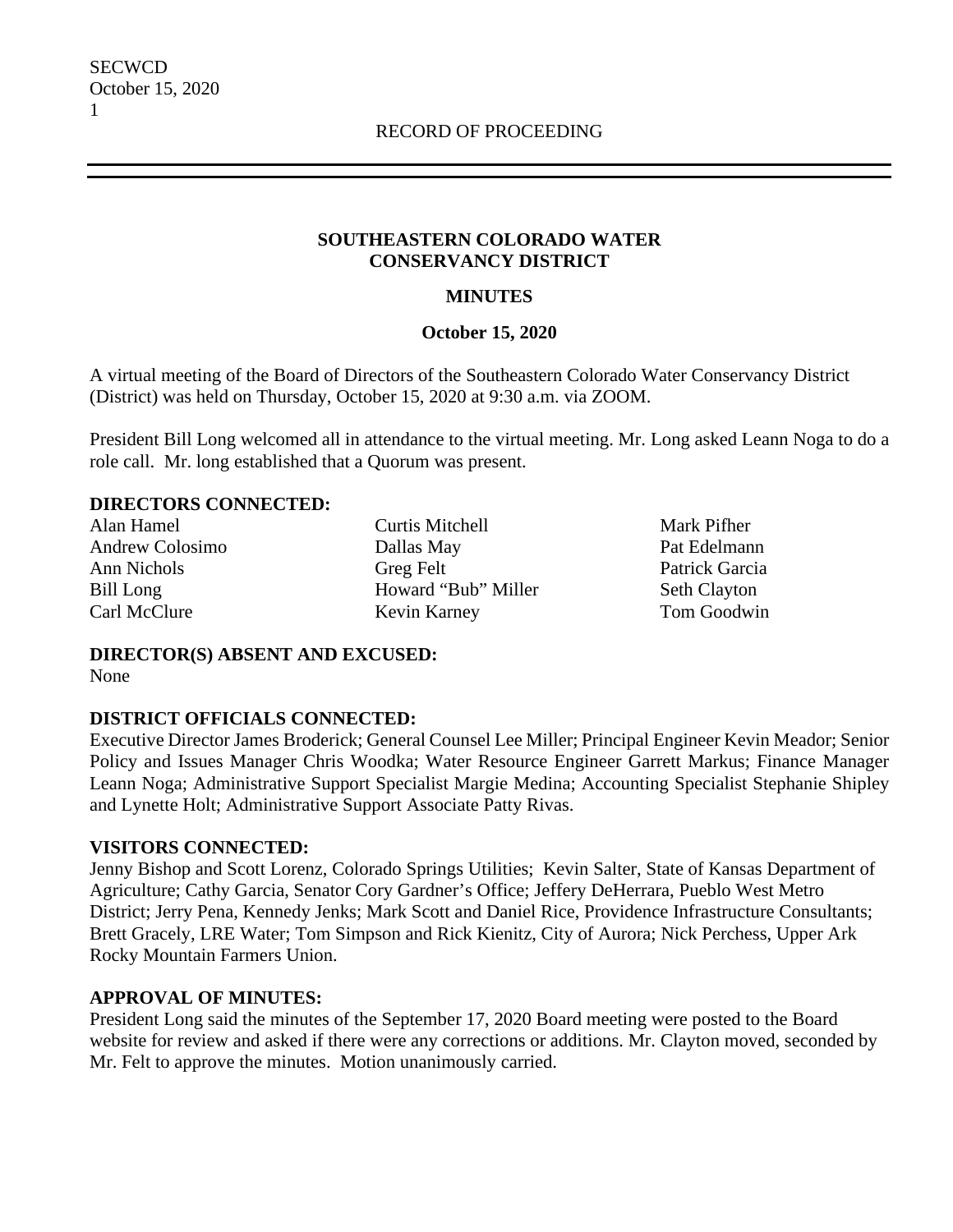RECORD OF PROCEEDING

# SOUTHEASTERN COLORADO WATER CONSERVANCY DISTRICT

## MINUTES

### October 15, 2020

A virtual meeting of the Board of Directors of the Southeastern Colorado Water Conservancy District (District) was held on Thursday, October 15, 2020 at 9:30 a.m. via ZOOM.

President Bill Long welcomed all in attendance to the virtual meeting. Mr. Long asked Leann Noga to do a role call. Mr. long established that a Quorum was present.

**DIRECTORS CONNECTED:**

Alan Hamel
Andrew Colosimo
Ann Nichols
Bill Long
Carl McClure
Curtis Mitchell
Dallas May
Greg Felt
Howard "Bub" Miller
Kevin Karney
Mark Pifher
Pat Edelmann
Patrick Garcia
Seth Clayton
Tom Goodwin

**DIRECTOR(S) ABSENT AND EXCUSED:**
None

**DISTRICT OFFICIALS CONNECTED:**
Executive Director James Broderick; General Counsel Lee Miller; Principal Engineer Kevin Meador; Senior Policy and Issues Manager Chris Woodka; Water Resource Engineer Garrett Markus; Finance Manager Leann Noga; Administrative Support Specialist Margie Medina; Accounting Specialist Stephanie Shipley and Lynette Holt; Administrative Support Associate Patty Rivas.

**VISITORS CONNECTED:**
Jenny Bishop and Scott Lorenz, Colorado Springs Utilities; Kevin Salter, State of Kansas Department of Agriculture; Cathy Garcia, Senator Cory Gardner's Office; Jeffery DeHerrara, Pueblo West Metro District; Jerry Pena, Kennedy Jenks; Mark Scott and Daniel Rice, Providence Infrastructure Consultants; Brett Gracely, LRE Water; Tom Simpson and Rick Kienitz, City of Aurora; Nick Perchess, Upper Ark Rocky Mountain Farmers Union.

**APPROVAL OF MINUTES:**
President Long said the minutes of the September 17, 2020 Board meeting were posted to the Board website for review and asked if there were any corrections or additions. Mr. Clayton moved, seconded by Mr. Felt to approve the minutes. Motion unanimously carried.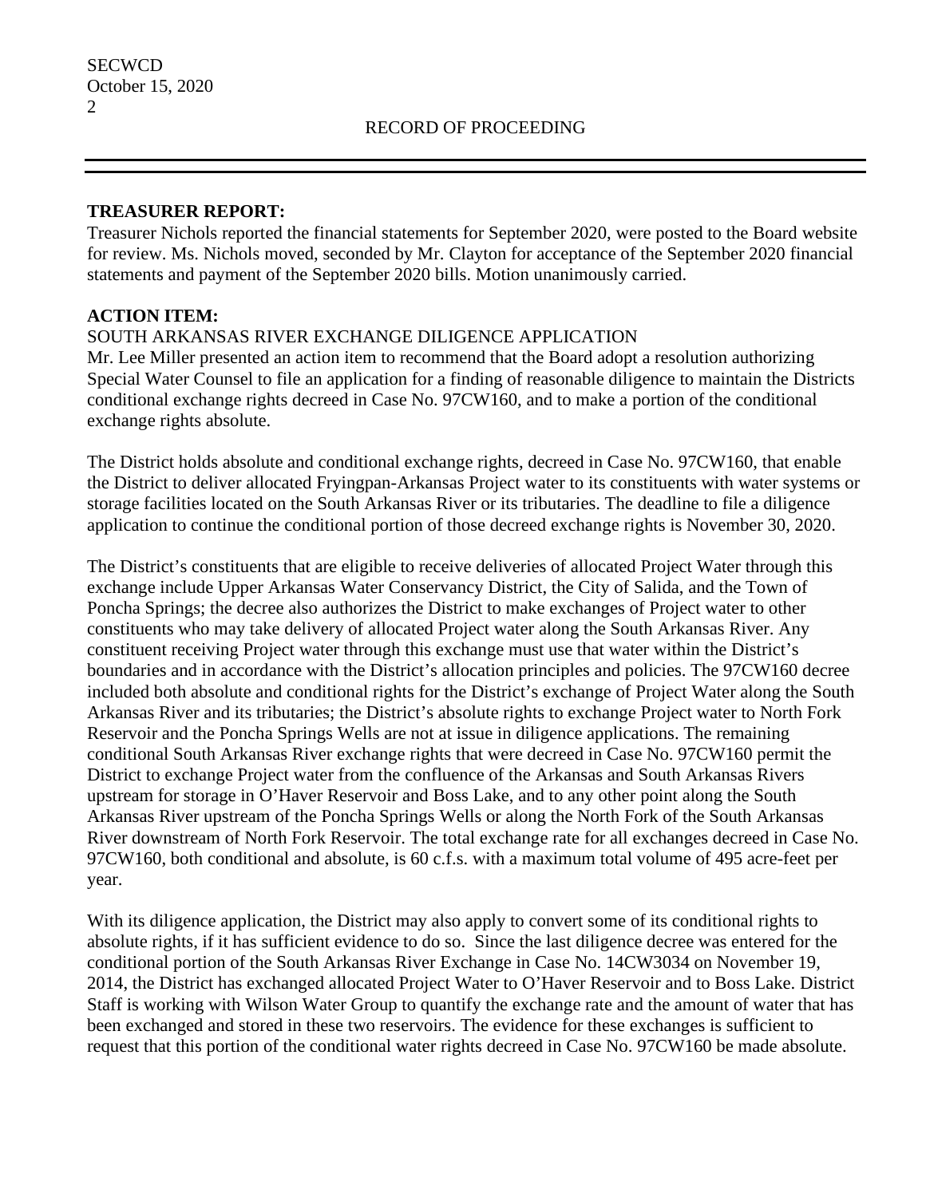**TREASURER REPORT:**

Treasurer Nichols reported the financial statements for September 2020, were posted to the Board website for review. Ms. Nichols moved, seconded by Mr. Clayton for acceptance of the September 2020 financial statements and payment of the September 2020 bills. Motion unanimously carried.

**ACTION ITEM:**

SOUTH ARKANSAS RIVER EXCHANGE DILIGENCE APPLICATION

Mr. Lee Miller presented an action item to recommend that the Board adopt a resolution authorizing Special Water Counsel to file an application for a finding of reasonable diligence to maintain the Districts conditional exchange rights decreed in Case No. 97CW160, and to make a portion of the conditional exchange rights absolute.

The District holds absolute and conditional exchange rights, decreed in Case No. 97CW160, that enable the District to deliver allocated Fryingpan-Arkansas Project water to its constituents with water systems or storage facilities located on the South Arkansas River or its tributaries. The deadline to file a diligence application to continue the conditional portion of those decreed exchange rights is November 30, 2020.

The District's constituents that are eligible to receive deliveries of allocated Project Water through this exchange include Upper Arkansas Water Conservancy District, the City of Salida, and the Town of Poncha Springs; the decree also authorizes the District to make exchanges of Project water to other constituents who may take delivery of allocated Project water along the South Arkansas River. Any constituent receiving Project water through this exchange must use that water within the District's boundaries and in accordance with the District's allocation principles and policies. The 97CW160 decree included both absolute and conditional rights for the District's exchange of Project Water along the South Arkansas River and its tributaries; the District's absolute rights to exchange Project water to North Fork Reservoir and the Poncha Springs Wells are not at issue in diligence applications. The remaining conditional South Arkansas River exchange rights that were decreed in Case No. 97CW160 permit the District to exchange Project water from the confluence of the Arkansas and South Arkansas Rivers upstream for storage in O'Haver Reservoir and Boss Lake, and to any other point along the South Arkansas River upstream of the Poncha Springs Wells or along the North Fork of the South Arkansas River downstream of North Fork Reservoir. The total exchange rate for all exchanges decreed in Case No. 97CW160, both conditional and absolute, is 60 c.f.s. with a maximum total volume of 495 acre-feet per year.

With its diligence application, the District may also apply to convert some of its conditional rights to absolute rights, if it has sufficient evidence to do so. Since the last diligence decree was entered for the conditional portion of the South Arkansas River Exchange in Case No. 14CW3034 on November 19, 2014, the District has exchanged allocated Project Water to O'Haver Reservoir and to Boss Lake. District Staff is working with Wilson Water Group to quantify the exchange rate and the amount of water that has been exchanged and stored in these two reservoirs. The evidence for these exchanges is sufficient to request that this portion of the conditional water rights decreed in Case No. 97CW160 be made absolute.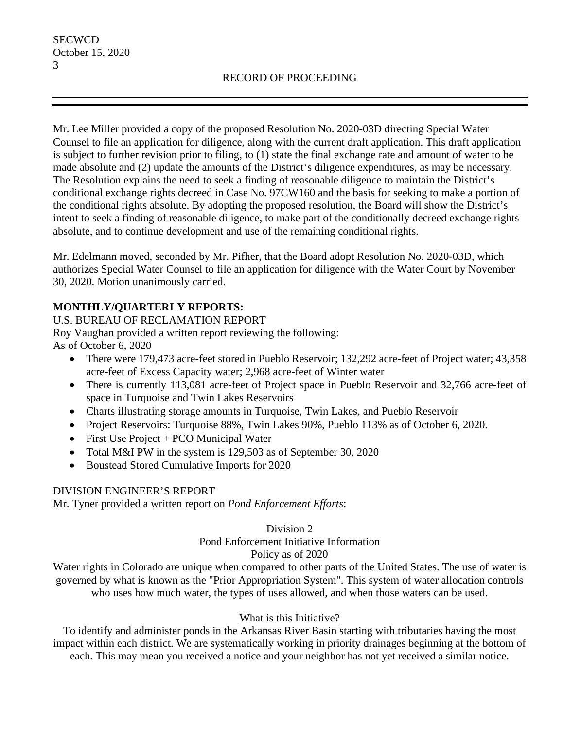Mr. Lee Miller provided a copy of the proposed Resolution No. 2020-03D directing Special Water Counsel to file an application for diligence, along with the current draft application. This draft application is subject to further revision prior to filing, to (1) state the final exchange rate and amount of water to be made absolute and (2) update the amounts of the District's diligence expenditures, as may be necessary. The Resolution explains the need to seek a finding of reasonable diligence to maintain the District's conditional exchange rights decreed in Case No. 97CW160 and the basis for seeking to make a portion of the conditional rights absolute. By adopting the proposed resolution, the Board will show the District's intent to seek a finding of reasonable diligence, to make part of the conditionally decreed exchange rights absolute, and to continue development and use of the remaining conditional rights.

Mr. Edelmann moved, seconded by Mr. Pifher, that the Board adopt Resolution No. 2020-03D, which authorizes Special Water Counsel to file an application for diligence with the Water Court by November 30, 2020. Motion unanimously carried.

**MONTHLY/QUARTERLY REPORTS:**

U.S. BUREAU OF RECLAMATION REPORT

Roy Vaughan provided a written report reviewing the following:
As of October 6, 2020

- There were 179,473 acre-feet stored in Pueblo Reservoir; 132,292 acre-feet of Project water; 43,358 acre-feet of Excess Capacity water; 2,968 acre-feet of Winter water
- There is currently 113,081 acre-feet of Project space in Pueblo Reservoir and 32,766 acre-feet of space in Turquoise and Twin Lakes Reservoirs
- Charts illustrating storage amounts in Turquoise, Twin Lakes, and Pueblo Reservoir
- Project Reservoirs: Turquoise 88%, Twin Lakes 90%, Pueblo 113% as of October 6, 2020.
- First Use Project + PCO Municipal Water
- Total M&I PW in the system is 129,503 as of September 30, 2020
- Boustead Stored Cumulative Imports for 2020

DIVISION ENGINEER'S REPORT

Mr. Tyner provided a written report on *Pond Enforcement Efforts*:

Division 2
Pond Enforcement Initiative Information
Policy as of 2020

Water rights in Colorado are unique when compared to other parts of the United States. The use of water is governed by what is known as the "Prior Appropriation System". This system of water allocation controls who uses how much water, the types of uses allowed, and when those waters can be used.

<u>What is this Initiative?</u>

To identify and administer ponds in the Arkansas River Basin starting with tributaries having the most impact within each district. We are systematically working in priority drainages beginning at the bottom of each. This may mean you received a notice and your neighbor has not yet received a similar notice.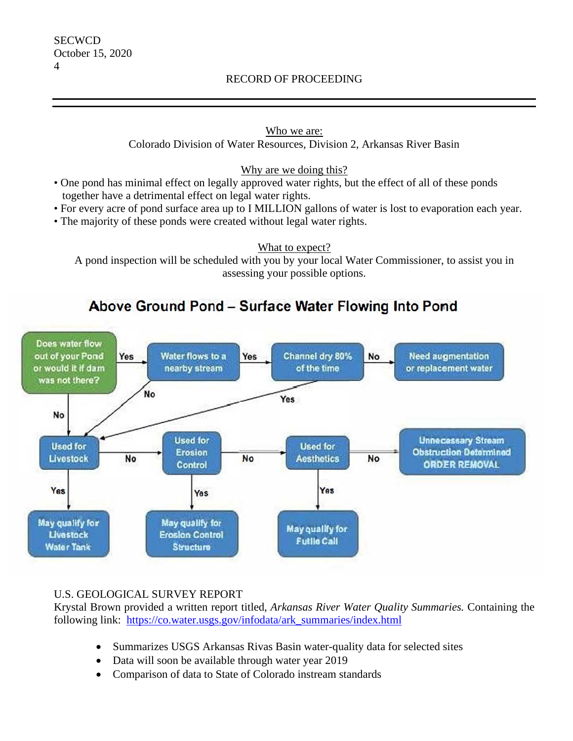RECORD OF PROCEEDING

Who we are:

Colorado Division of Water Resources, Division 2, Arkansas River Basin

Why are we doing this?

- One pond has minimal effect on legally approved water rights, but the effect of all of these ponds together have a detrimental effect on legal water rights.
- For every acre of pond surface area up to I MILLION gallons of water is lost to evaporation each year.
- The majority of these ponds were created without legal water rights.

What to expect?

A pond inspection will be scheduled with you by your local Water Commissioner, to assist you in assessing your possible options.

**Above Ground Pond – Surface Water Flowing Into Pond**

- Does water flow out of your Pond or would it if dam was not there?
  - Yes → Water flows to a nearby stream
    - Yes → Channel dry 80% of the time
      - No → Need augmentation or replacement water
      - Yes → Used for Livestock
    - No → Used for Livestock
  - No → Used for Livestock
- Used for Livestock
  - Yes → May qualify for Livestock Water Tank
  - No → Used for Erosion Control
    - Yes → May qualify for Erosion Control Structure
    - No → Used for Aesthetics
      - Yes → May qualify for Futile Call
      - No → Unnecessary Stream Obstruction Determined ORDER REMOVAL

U.S. GEOLOGICAL SURVEY REPORT

Krystal Brown provided a written report titled, *Arkansas River Water Quality Summaries.* Containing the following link: https://co.water.usgs.gov/infodata/ark_summaries/index.html

- Summarizes USGS Arkansas Rivas Basin water-quality data for selected sites
- Data will soon be available through water year 2019
- Comparison of data to State of Colorado instream standards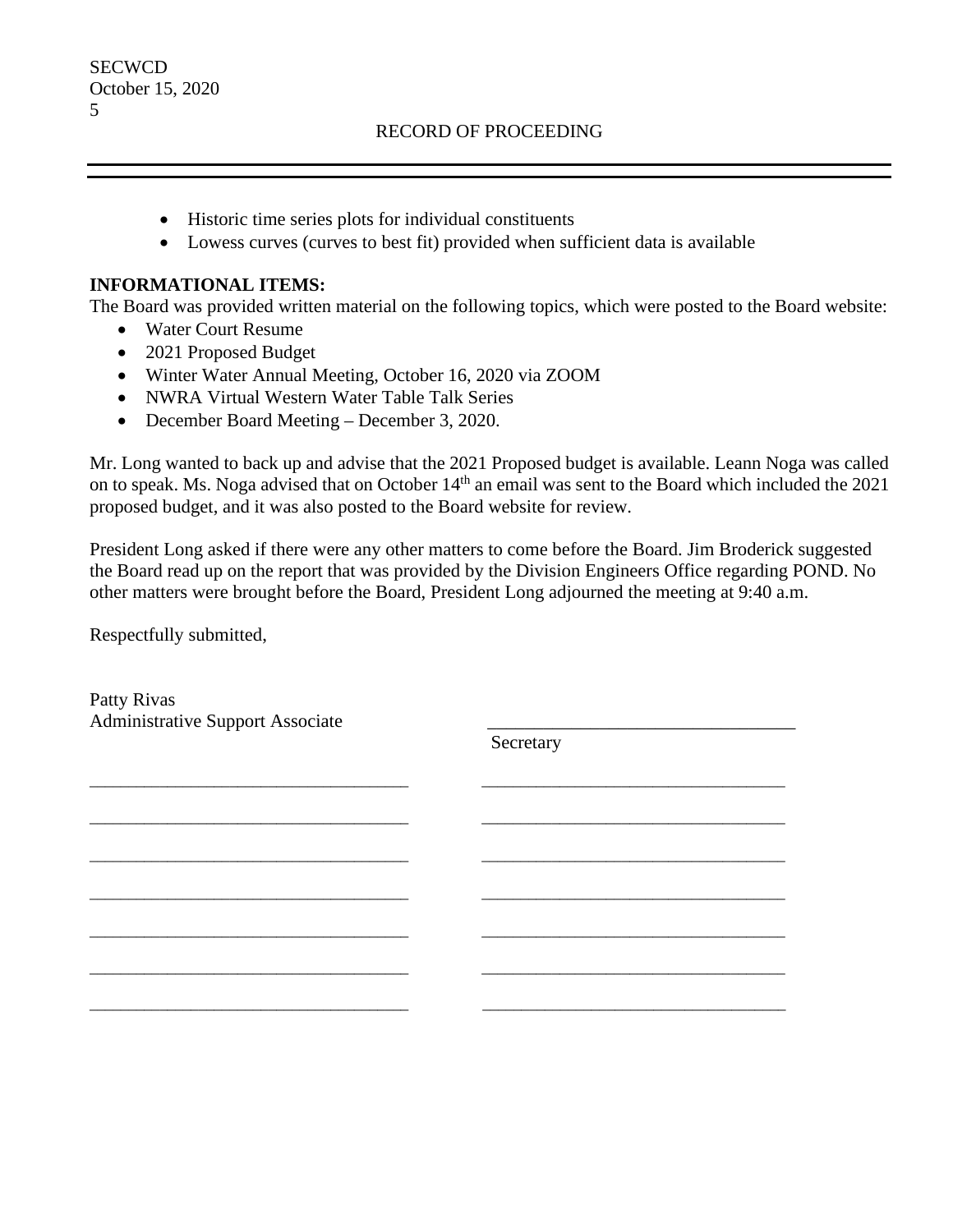- Historic time series plots for individual constituents
- Lowess curves (curves to best fit) provided when sufficient data is available

**INFORMATIONAL ITEMS:**

The Board was provided written material on the following topics, which were posted to the Board website:

- Water Court Resume
- 2021 Proposed Budget
- Winter Water Annual Meeting, October 16, 2020 via ZOOM
- NWRA Virtual Western Water Table Talk Series
- December Board Meeting – December 3, 2020.

Mr. Long wanted to back up and advise that the 2021 Proposed budget is available. Leann Noga was called on to speak. Ms. Noga advised that on October 14th an email was sent to the Board which included the 2021 proposed budget, and it was also posted to the Board website for review.

President Long asked if there were any other matters to come before the Board. Jim Broderick suggested the Board read up on the report that was provided by the Division Engineers Office regarding POND. No other matters were brought before the Board, President Long adjourned the meeting at 9:40 a.m.

Respectfully submitted,

Patty Rivas
Administrative Support Associate

\_\_\_\_\_\_\_\_\_\_\_\_\_\_\_\_\_\_\_\_\_\_\_\_\_\_\_\_\_\_\_\_
Secretary

\_\_\_\_\_\_\_\_\_\_\_\_\_\_\_\_\_\_\_\_\_\_\_\_\_\_\_\_\_\_\_\_ \_\_\_\_\_\_\_\_\_\_\_\_\_\_\_\_\_\_\_\_\_\_\_\_\_\_\_\_\_\_\_\_

\_\_\_\_\_\_\_\_\_\_\_\_\_\_\_\_\_\_\_\_\_\_\_\_\_\_\_\_\_\_\_\_ \_\_\_\_\_\_\_\_\_\_\_\_\_\_\_\_\_\_\_\_\_\_\_\_\_\_\_\_\_\_\_\_

\_\_\_\_\_\_\_\_\_\_\_\_\_\_\_\_\_\_\_\_\_\_\_\_\_\_\_\_\_\_\_\_ \_\_\_\_\_\_\_\_\_\_\_\_\_\_\_\_\_\_\_\_\_\_\_\_\_\_\_\_\_\_\_\_

\_\_\_\_\_\_\_\_\_\_\_\_\_\_\_\_\_\_\_\_\_\_\_\_\_\_\_\_\_\_\_\_ \_\_\_\_\_\_\_\_\_\_\_\_\_\_\_\_\_\_\_\_\_\_\_\_\_\_\_\_\_\_\_\_

\_\_\_\_\_\_\_\_\_\_\_\_\_\_\_\_\_\_\_\_\_\_\_\_\_\_\_\_\_\_\_\_ \_\_\_\_\_\_\_\_\_\_\_\_\_\_\_\_\_\_\_\_\_\_\_\_\_\_\_\_\_\_\_\_

\_\_\_\_\_\_\_\_\_\_\_\_\_\_\_\_\_\_\_\_\_\_\_\_\_\_\_\_\_\_\_\_ \_\_\_\_\_\_\_\_\_\_\_\_\_\_\_\_\_\_\_\_\_\_\_\_\_\_\_\_\_\_\_\_

\_\_\_\_\_\_\_\_\_\_\_\_\_\_\_\_\_\_\_\_\_\_\_\_\_\_\_\_\_\_\_\_ \_\_\_\_\_\_\_\_\_\_\_\_\_\_\_\_\_\_\_\_\_\_\_\_\_\_\_\_\_\_\_\_